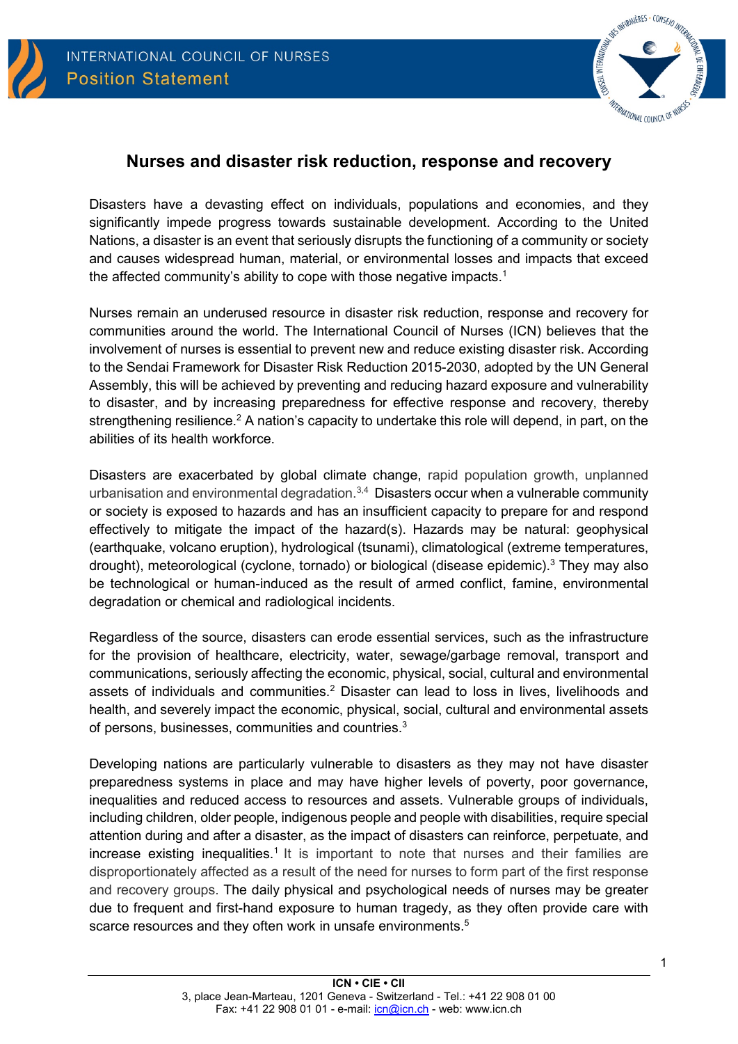INTERNATIONAL COUNCIL OF NURSES

Position Statement

# Nurses and disaster risk reduction, response and recovery

Disasters have a devasting effect on individuals, populations and economies, and they significantly impede progress towards sustainable development. According to the United Nations, a disaster is an event that seriously disrupts the functioning of a community or society and causes widespread human, material, or environmental losses and impacts that exceed the affected community's ability to cope with those negative impacts.[1]

Nurses remain an underused resource in disaster risk reduction, response and recovery for communities around the world. The International Council of Nurses (ICN) believes that the involvement of nurses is essential to prevent new and reduce existing disaster risk. According to the Sendai Framework for Disaster Risk Reduction 2015-2030, adopted by the UN General Assembly, this will be achieved by preventing and reducing hazard exposure and vulnerability to disaster, and by increasing preparedness for effective response and recovery, thereby strengthening resilience.[2] A nation's capacity to undertake this role will depend, in part, on the abilities of its health workforce.

Disasters are exacerbated by global climate change, rapid population growth, unplanned urbanisation and environmental degradation.[3,4] Disasters occur when a vulnerable community or society is exposed to hazards and has an insufficient capacity to prepare for and respond effectively to mitigate the impact of the hazard(s). Hazards may be natural: geophysical (earthquake, volcano eruption), hydrological (tsunami), climatological (extreme temperatures, drought), meteorological (cyclone, tornado) or biological (disease epidemic).[3] They may also be technological or human-induced as the result of armed conflict, famine, environmental degradation or chemical and radiological incidents.

Regardless of the source, disasters can erode essential services, such as the infrastructure for the provision of healthcare, electricity, water, sewage/garbage removal, transport and communications, seriously affecting the economic, physical, social, cultural and environmental assets of individuals and communities.[2] Disaster can lead to loss in lives, livelihoods and health, and severely impact the economic, physical, social, cultural and environmental assets of persons, businesses, communities and countries.[3]

Developing nations are particularly vulnerable to disasters as they may not have disaster preparedness systems in place and may have higher levels of poverty, poor governance, inequalities and reduced access to resources and assets. Vulnerable groups of individuals, including children, older people, indigenous people and people with disabilities, require special attention during and after a disaster, as the impact of disasters can reinforce, perpetuate, and increase existing inequalities.[1] It is important to note that nurses and their families are disproportionately affected as a result of the need for nurses to form part of the first response and recovery groups. The daily physical and psychological needs of nurses may be greater due to frequent and first-hand exposure to human tragedy, as they often provide care with scarce resources and they often work in unsafe environments.[5]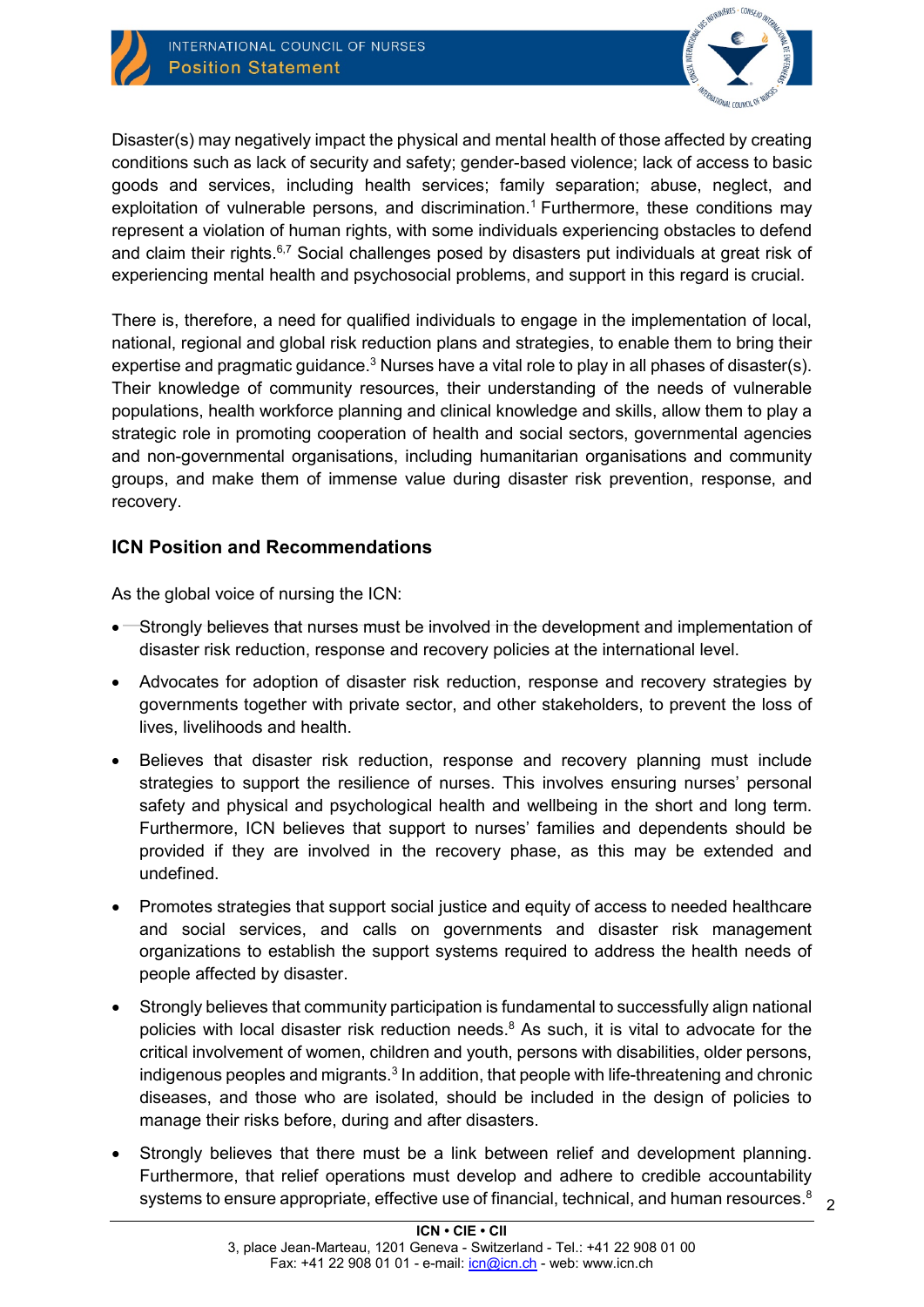Disaster(s) may negatively impact the physical and mental health of those affected by creating conditions such as lack of security and safety; gender-based violence; lack of access to basic goods and services, including health services; family separation; abuse, neglect, and exploitation of vulnerable persons, and discrimination.[1] Furthermore, these conditions may represent a violation of human rights, with some individuals experiencing obstacles to defend and claim their rights.[6,7] Social challenges posed by disasters put individuals at great risk of experiencing mental health and psychosocial problems, and support in this regard is crucial.

There is, therefore, a need for qualified individuals to engage in the implementation of local, national, regional and global risk reduction plans and strategies, to enable them to bring their expertise and pragmatic guidance.[3] Nurses have a vital role to play in all phases of disaster(s). Their knowledge of community resources, their understanding of the needs of vulnerable populations, health workforce planning and clinical knowledge and skills, allow them to play a strategic role in promoting cooperation of health and social sectors, governmental agencies and non-governmental organisations, including humanitarian organisations and community groups, and make them of immense value during disaster risk prevention, response, and recovery.

## ICN Position and Recommendations

As the global voice of nursing the ICN:

- Strongly believes that nurses must be involved in the development and implementation of disaster risk reduction, response and recovery policies at the international level.
- Advocates for adoption of disaster risk reduction, response and recovery strategies by governments together with private sector, and other stakeholders, to prevent the loss of lives, livelihoods and health.
- Believes that disaster risk reduction, response and recovery planning must include strategies to support the resilience of nurses. This involves ensuring nurses' personal safety and physical and psychological health and wellbeing in the short and long term. Furthermore, ICN believes that support to nurses' families and dependents should be provided if they are involved in the recovery phase, as this may be extended and undefined.
- Promotes strategies that support social justice and equity of access to needed healthcare and social services, and calls on governments and disaster risk management organizations to establish the support systems required to address the health needs of people affected by disaster.
- Strongly believes that community participation is fundamental to successfully align national policies with local disaster risk reduction needs.[8] As such, it is vital to advocate for the critical involvement of women, children and youth, persons with disabilities, older persons, indigenous peoples and migrants.[3] In addition, that people with life-threatening and chronic diseases, and those who are isolated, should be included in the design of policies to manage their risks before, during and after disasters.
- Strongly believes that there must be a link between relief and development planning. Furthermore, that relief operations must develop and adhere to credible accountability systems to ensure appropriate, effective use of financial, technical, and human resources.[8]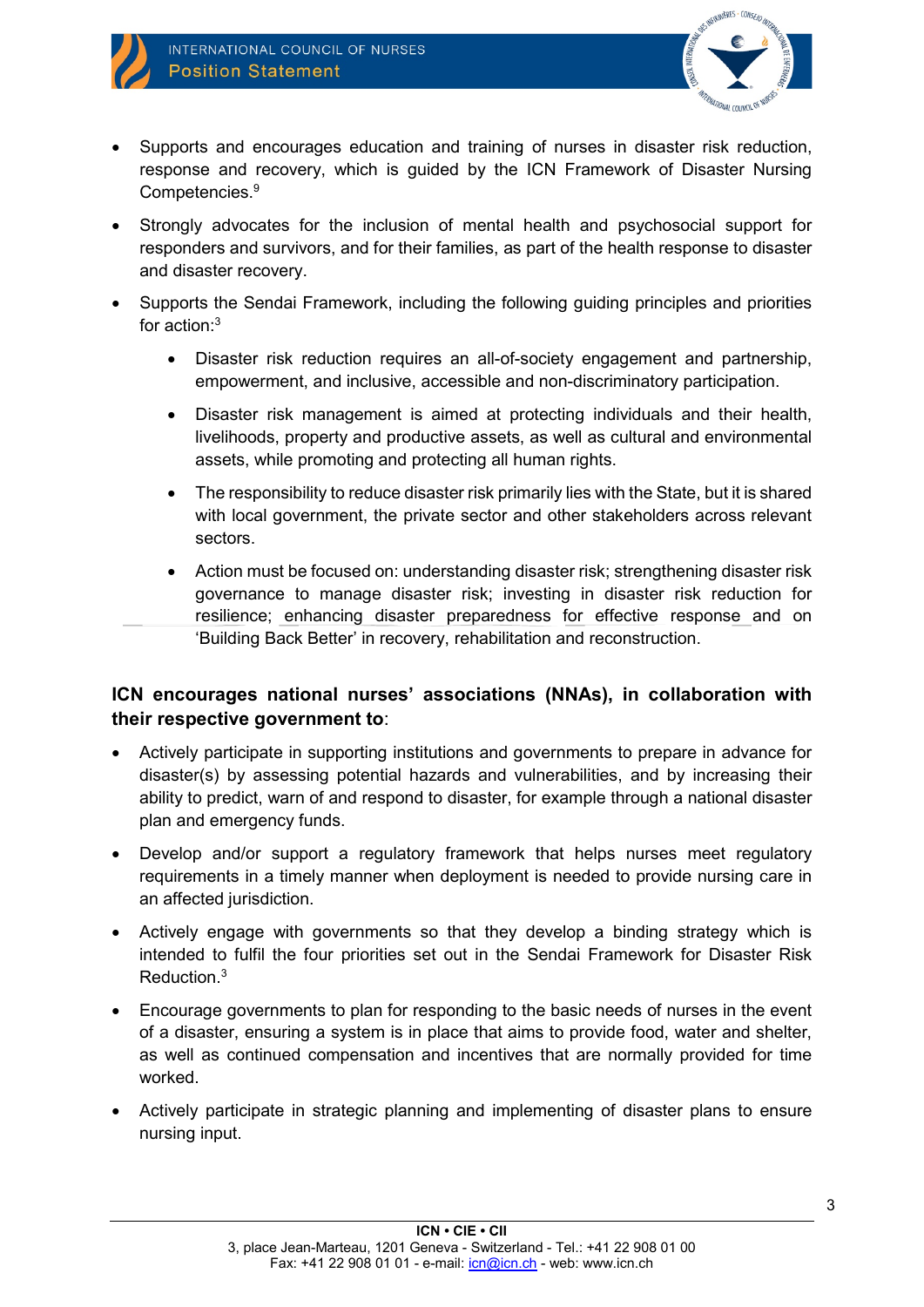- Supports and encourages education and training of nurses in disaster risk reduction, response and recovery, which is guided by the ICN Framework of Disaster Nursing Competencies.[9]
- Strongly advocates for the inclusion of mental health and psychosocial support for responders and survivors, and for their families, as part of the health response to disaster and disaster recovery.
- Supports the Sendai Framework, including the following guiding principles and priorities for action:[3]
    - Disaster risk reduction requires an all-of-society engagement and partnership, empowerment, and inclusive, accessible and non-discriminatory participation.
    - Disaster risk management is aimed at protecting individuals and their health, livelihoods, property and productive assets, as well as cultural and environmental assets, while promoting and protecting all human rights.
    - The responsibility to reduce disaster risk primarily lies with the State, but it is shared with local government, the private sector and other stakeholders across relevant sectors.
    - Action must be focused on: understanding disaster risk; strengthening disaster risk governance to manage disaster risk; investing in disaster risk reduction for resilience; enhancing disaster preparedness for effective response and on 'Building Back Better' in recovery, rehabilitation and reconstruction.

**ICN encourages national nurses' associations (NNAs), in collaboration with their respective government to**:

- Actively participate in supporting institutions and governments to prepare in advance for disaster(s) by assessing potential hazards and vulnerabilities, and by increasing their ability to predict, warn of and respond to disaster, for example through a national disaster plan and emergency funds.
- Develop and/or support a regulatory framework that helps nurses meet regulatory requirements in a timely manner when deployment is needed to provide nursing care in an affected jurisdiction.
- Actively engage with governments so that they develop a binding strategy which is intended to fulfil the four priorities set out in the Sendai Framework for Disaster Risk Reduction.[3]
- Encourage governments to plan for responding to the basic needs of nurses in the event of a disaster, ensuring a system is in place that aims to provide food, water and shelter, as well as continued compensation and incentives that are normally provided for time worked.
- Actively participate in strategic planning and implementing of disaster plans to ensure nursing input.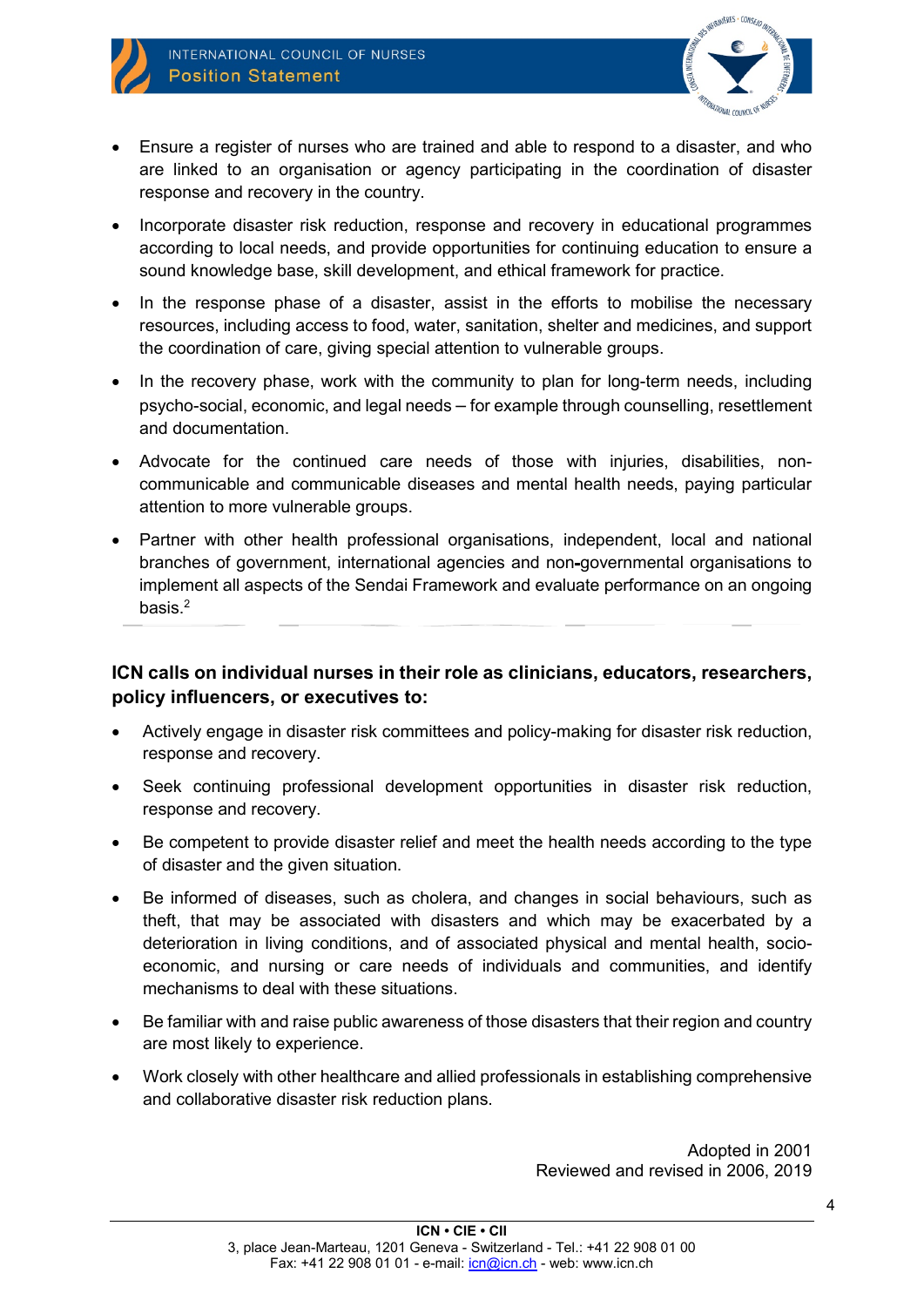- Ensure a register of nurses who are trained and able to respond to a disaster, and who are linked to an organisation or agency participating in the coordination of disaster response and recovery in the country.
- Incorporate disaster risk reduction, response and recovery in educational programmes according to local needs, and provide opportunities for continuing education to ensure a sound knowledge base, skill development, and ethical framework for practice.
- In the response phase of a disaster, assist in the efforts to mobilise the necessary resources, including access to food, water, sanitation, shelter and medicines, and support the coordination of care, giving special attention to vulnerable groups.
- In the recovery phase, work with the community to plan for long-term needs, including psycho-social, economic, and legal needs – for example through counselling, resettlement and documentation.
- Advocate for the continued care needs of those with injuries, disabilities, non-communicable and communicable diseases and mental health needs, paying particular attention to more vulnerable groups.
- Partner with other health professional organisations, independent, local and national branches of government, international agencies and non-governmental organisations to implement all aspects of the Sendai Framework and evaluate performance on an ongoing basis.[2]

**ICN calls on individual nurses in their role as clinicians, educators, researchers, policy influencers, or executives to:**

- Actively engage in disaster risk committees and policy-making for disaster risk reduction, response and recovery.
- Seek continuing professional development opportunities in disaster risk reduction, response and recovery.
- Be competent to provide disaster relief and meet the health needs according to the type of disaster and the given situation.
- Be informed of diseases, such as cholera, and changes in social behaviours, such as theft, that may be associated with disasters and which may be exacerbated by a deterioration in living conditions, and of associated physical and mental health, socio-economic, and nursing or care needs of individuals and communities, and identify mechanisms to deal with these situations.
- Be familiar with and raise public awareness of those disasters that their region and country are most likely to experience.
- Work closely with other healthcare and allied professionals in establishing comprehensive and collaborative disaster risk reduction plans.

Adopted in 2001
Reviewed and revised in 2006, 2019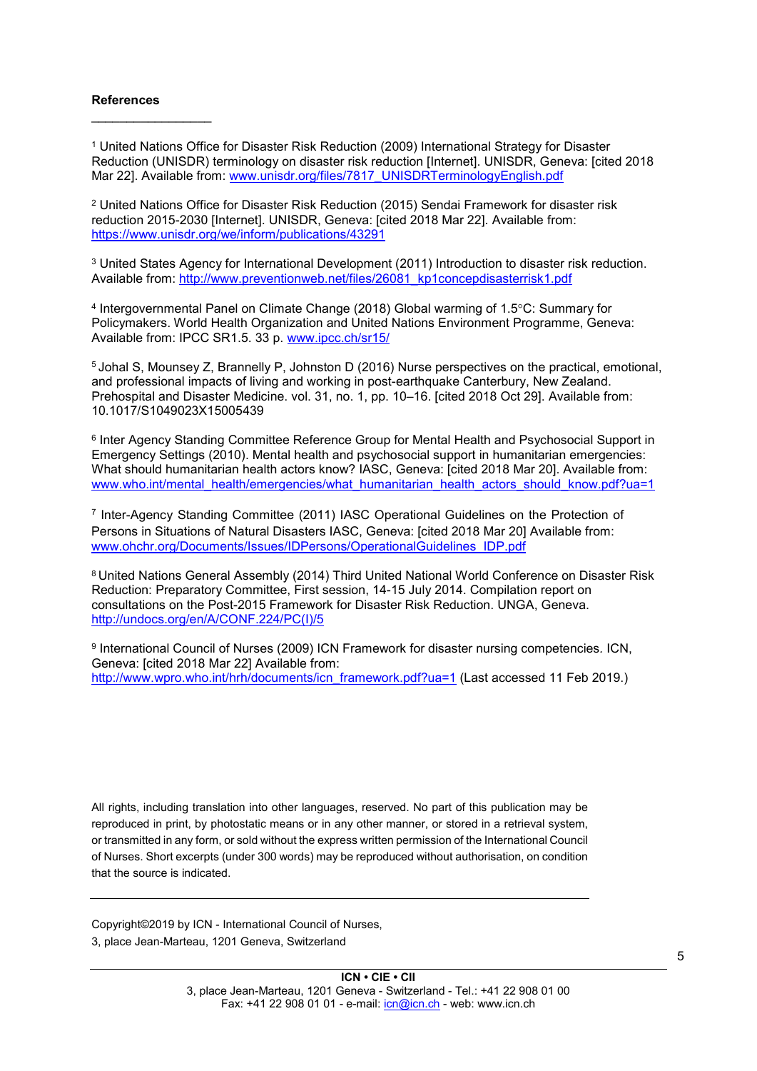**References**

[1] United Nations Office for Disaster Risk Reduction (2009) International Strategy for Disaster Reduction (UNISDR) terminology on disaster risk reduction [Internet]. UNISDR, Geneva: [cited 2018 Mar 22]. Available from: www.unisdr.org/files/7817_UNISDRTerminologyEnglish.pdf

[2] United Nations Office for Disaster Risk Reduction (2015) Sendai Framework for disaster risk reduction 2015-2030 [Internet]. UNISDR, Geneva: [cited 2018 Mar 22]. Available from: https://www.unisdr.org/we/inform/publications/43291

[3] United States Agency for International Development (2011) Introduction to disaster risk reduction. Available from: http://www.preventionweb.net/files/26081_kp1concepdisasterrisk1.pdf

[4] Intergovernmental Panel on Climate Change (2018) Global warming of 1.5°C: Summary for Policymakers. World Health Organization and United Nations Environment Programme, Geneva: Available from: IPCC SR1.5. 33 p. www.ipcc.ch/sr15/

[5] Johal S, Mounsey Z, Brannelly P, Johnston D (2016) Nurse perspectives on the practical, emotional, and professional impacts of living and working in post-earthquake Canterbury, New Zealand. Prehospital and Disaster Medicine. vol. 31, no. 1, pp. 10–16. [cited 2018 Oct 29]. Available from: 10.1017/S1049023X15005439

[6] Inter Agency Standing Committee Reference Group for Mental Health and Psychosocial Support in Emergency Settings (2010). Mental health and psychosocial support in humanitarian emergencies: What should humanitarian health actors know? IASC, Geneva: [cited 2018 Mar 20]. Available from: www.who.int/mental_health/emergencies/what_humanitarian_health_actors_should_know.pdf?ua=1

[7] Inter-Agency Standing Committee (2011) IASC Operational Guidelines on the Protection of Persons in Situations of Natural Disasters IASC, Geneva: [cited 2018 Mar 20] Available from: www.ohchr.org/Documents/Issues/IDPersons/OperationalGuidelines_IDP.pdf

[8] United Nations General Assembly (2014) Third United National World Conference on Disaster Risk Reduction: Preparatory Committee, First session, 14-15 July 2014. Compilation report on consultations on the Post-2015 Framework for Disaster Risk Reduction. UNGA, Geneva. http://undocs.org/en/A/CONF.224/PC(I)/5

[9] International Council of Nurses (2009) ICN Framework for disaster nursing competencies. ICN, Geneva: [cited 2018 Mar 22] Available from: http://www.wpro.who.int/hrh/documents/icn_framework.pdf?ua=1 (Last accessed 11 Feb 2019.)

All rights, including translation into other languages, reserved. No part of this publication may be reproduced in print, by photostatic means or in any other manner, or stored in a retrieval system, or transmitted in any form, or sold without the express written permission of the International Council of Nurses. Short excerpts (under 300 words) may be reproduced without authorisation, on condition that the source is indicated.

Copyright©2019 by ICN - International Council of Nurses,
3, place Jean-Marteau, 1201 Geneva, Switzerland

**ICN • CIE • CII**
3, place Jean-Marteau, 1201 Geneva - Switzerland - Tel.: +41 22 908 01 00
Fax: +41 22 908 01 01 - e-mail: icn@icn.ch - web: www.icn.ch